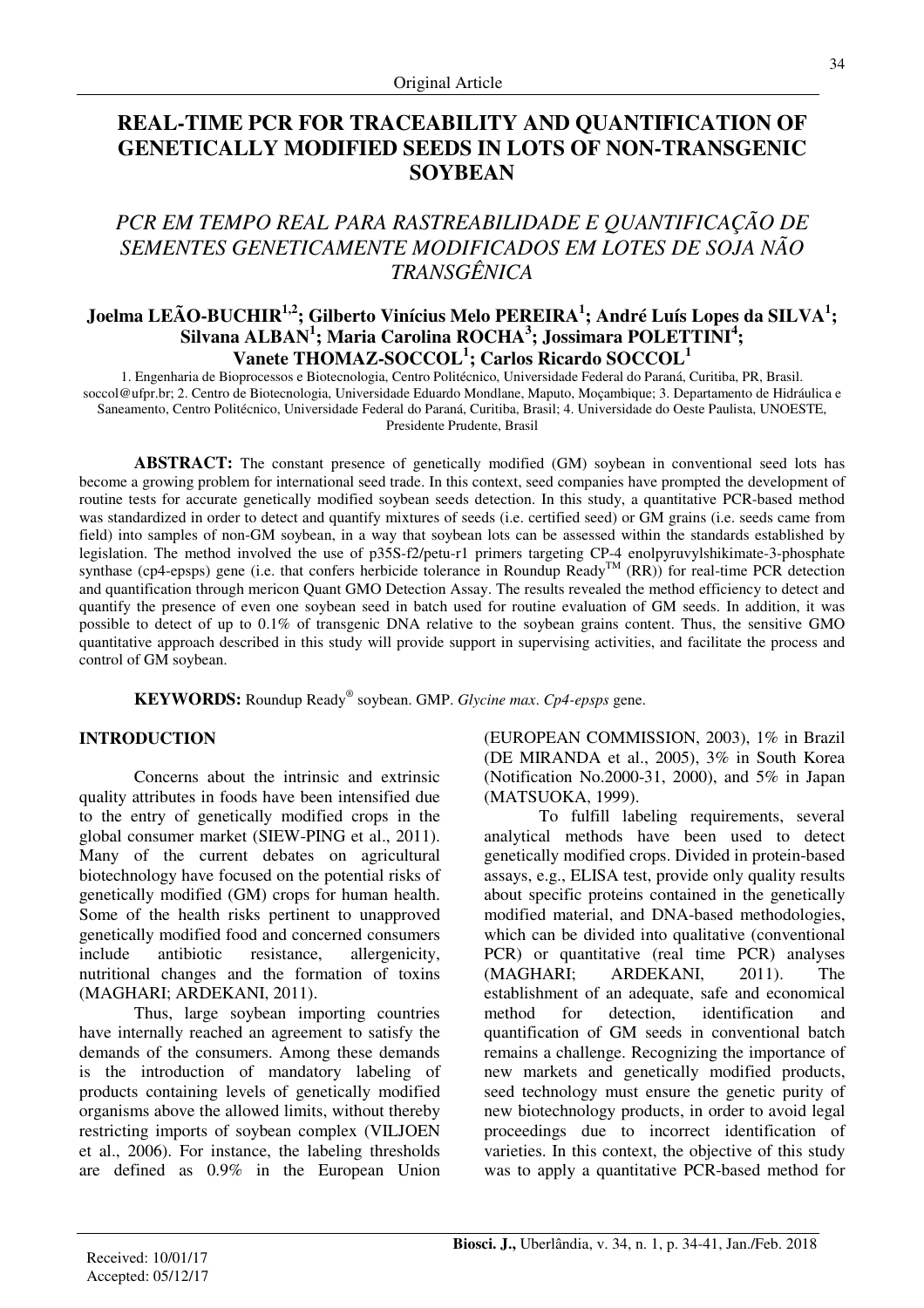Original Article

# REAL-TIME PCR FOR TRACEABILITY AND QUANTIFICATION OF GENETICALLY MODIFIED SEEDS IN LOTS OF NON-TRANSGENIC SOYBEAN

## *PCR EM TEMPO REAL PARA RASTREABILIDADE E QUANTIFICAÇÃO DE SEMENTES GENETICAMENTE MODIFICADOS EM LOTES DE SOJA NÃO TRANSGÊNICA*

**Joelma LEÃO-BUCHIR[1,2]; Gilberto Vinícius Melo PEREIRA[1]; André Luís Lopes da SILVA[1]; Silvana ALBAN[1]; Maria Carolina ROCHA[3]; Jossimara POLETTINI[4]; Vanete THOMAZ-SOCCOL[1]; Carlos Ricardo SOCCOL[1]**

1. Engenharia de Bioprocessos e Biotecnologia, Centro Politécnico, Universidade Federal do Paraná, Curitiba, PR, Brasil. soccol@ufpr.br; 2. Centro de Biotecnologia, Universidade Eduardo Mondlane, Maputo, Moçambique; 3. Departamento de Hidráulica e Saneamento, Centro Politécnico, Universidade Federal do Paraná, Curitiba, Brasil; 4. Universidade do Oeste Paulista, UNOESTE, Presidente Prudente, Brasil

**ABSTRACT:** The constant presence of genetically modified (GM) soybean in conventional seed lots has become a growing problem for international seed trade. In this context, seed companies have prompted the development of routine tests for accurate genetically modified soybean seeds detection. In this study, a quantitative PCR-based method was standardized in order to detect and quantify mixtures of seeds (i.e. certified seed) or GM grains (i.e. seeds came from field) into samples of non-GM soybean, in a way that soybean lots can be assessed within the standards established by legislation. The method involved the use of p35S-f2/petu-r1 primers targeting CP-4 enolpyruvylshikimate-3-phosphate synthase (cp4-epsps) gene (i.e. that confers herbicide tolerance in Roundup Ready™ (RR)) for real-time PCR detection and quantification through mericon Quant GMO Detection Assay. The results revealed the method efficiency to detect and quantify the presence of even one soybean seed in batch used for routine evaluation of GM seeds. In addition, it was possible to detect of up to 0.1% of transgenic DNA relative to the soybean grains content. Thus, the sensitive GMO quantitative approach described in this study will provide support in supervising activities, and facilitate the process and control of GM soybean.

**KEYWORDS:** Roundup Ready® soybean. GMP. *Glycine max*. *Cp4-epsps* gene.

## INTRODUCTION

Concerns about the intrinsic and extrinsic quality attributes in foods have been intensified due to the entry of genetically modified crops in the global consumer market (SIEW-PING et al., 2011). Many of the current debates on agricultural biotechnology have focused on the potential risks of genetically modified (GM) crops for human health. Some of the health risks pertinent to unapproved genetically modified food and concerned consumers include antibiotic resistance, allergenicity, nutritional changes and the formation of toxins (MAGHARI; ARDEKANI, 2011).

Thus, large soybean importing countries have internally reached an agreement to satisfy the demands of the consumers. Among these demands is the introduction of mandatory labeling of products containing levels of genetically modified organisms above the allowed limits, without thereby restricting imports of soybean complex (VILJOEN et al., 2006). For instance, the labeling thresholds are defined as 0.9% in the European Union (EUROPEAN COMMISSION, 2003), 1% in Brazil (DE MIRANDA et al., 2005), 3% in South Korea (Notification No.2000-31, 2000), and 5% in Japan (MATSUOKA, 1999).

To fulfill labeling requirements, several analytical methods have been used to detect genetically modified crops. Divided in protein-based assays, e.g., ELISA test, provide only quality results about specific proteins contained in the genetically modified material, and DNA-based methodologies, which can be divided into qualitative (conventional PCR) or quantitative (real time PCR) analyses (MAGHARI; ARDEKANI, 2011). The establishment of an adequate, safe and economical method for detection, identification and quantification of GM seeds in conventional batch remains a challenge. Recognizing the importance of new markets and genetically modified products, seed technology must ensure the genetic purity of new biotechnology products, in order to avoid legal proceedings due to incorrect identification of varieties. In this context, the objective of this study was to apply a quantitative PCR-based method for

Received: 10/01/17
Accepted: 05/12/17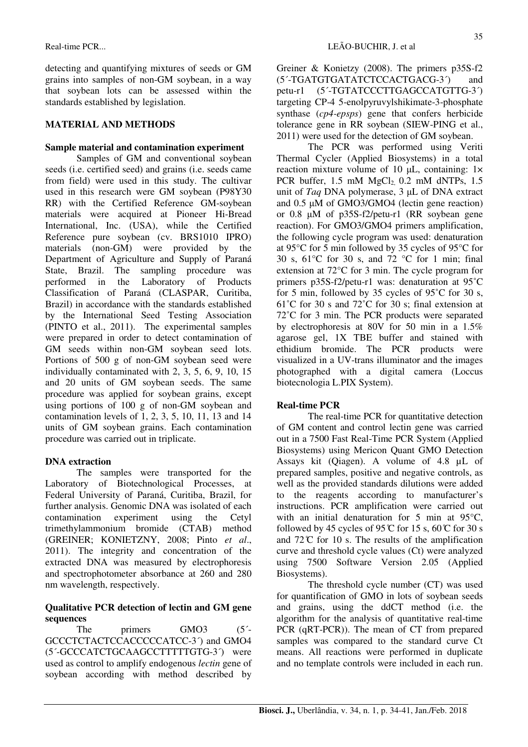detecting and quantifying mixtures of seeds or GM grains into samples of non-GM soybean, in a way that soybean lots can be assessed within the standards established by legislation.

## MATERIAL AND METHODS

### Sample material and contamination experiment

Samples of GM and conventional soybean seeds (i.e. certified seed) and grains (i.e. seeds came from field) were used in this study. The cultivar used in this research were GM soybean (P98Y30 RR) with the Certified Reference GM-soybean materials were acquired at Pioneer Hi-Bread International, Inc. (USA), while the Certified Reference pure soybean (cv. BRS1010 IPRO) materials (non-GM) were provided by the Department of Agriculture and Supply of Paraná State, Brazil. The sampling procedure was performed in the Laboratory of Products Classification of Paraná (CLASPAR, Curitiba, Brazil) in accordance with the standards established by the International Seed Testing Association (PINTO et al., 2011). The experimental samples were prepared in order to detect contamination of GM seeds within non-GM soybean seed lots. Portions of 500 g of non-GM soybean seed were individually contaminated with 2, 3, 5, 6, 9, 10, 15 and 20 units of GM soybean seeds. The same procedure was applied for soybean grains, except using portions of 100 g of non-GM soybean and contamination levels of 1, 2, 3, 5, 10, 11, 13 and 14 units of GM soybean grains. Each contamination procedure was carried out in triplicate.

### DNA extraction

The samples were transported for the Laboratory of Biotechnological Processes, at Federal University of Paraná, Curitiba, Brazil, for further analysis. Genomic DNA was isolated of each contamination experiment using the Cetyl trimethylammonium bromide (CTAB) method (GREINER; KONIETZNY, 2008; Pinto *et al*., 2011). The integrity and concentration of the extracted DNA was measured by electrophoresis and spectrophotometer absorbance at 260 and 280 nm wavelength, respectively.

### Qualitative PCR detection of lectin and GM gene sequences

The primers GMO3 (5´-GCCCTCTACTCCACCCCCATCC-3´) and GMO4 (5´-GCCCATCTGCAAGCCTTTTTGTG-3´) were used as control to amplify endogenous *lectin* gene of soybean according with method described by Greiner & Konietzy (2008). The primers p35S-f2 (5´-TGATGTGATATCTCCACTGACG-3´) and petu-r1 (5´-TGTATCCCTTGAGCCATGTTG-3´) targeting CP-4 5-enolpyruvylshikimate-3-phosphate synthase (*cp4-epsps*) gene that confers herbicide tolerance gene in RR soybean (SIEW-PING et al., 2011) were used for the detection of GM soybean.

The PCR was performed using Veriti Thermal Cycler (Applied Biosystems) in a total reaction mixture volume of 10 µL, containing: 1× PCR buffer, 1.5 mM $MgCl_2$, 0.2 mM dNTPs, 1.5 unit of *Taq* DNA polymerase, 3 µL of DNA extract and 0.5 µM of GMO3/GMO4 (lectin gene reaction) or 0.8 µM of p35S-f2/petu-r1 (RR soybean gene reaction). For GMO3/GMO4 primers amplification, the following cycle program was used: denaturation at 95°C for 5 min followed by 35 cycles of 95°C for 30 s, 61°C for 30 s, and 72 °C for 1 min; final extension at 72°C for 3 min. The cycle program for primers p35S-f2/petu-r1 was: denaturation at 95˚C for 5 min, followed by 35 cycles of 95˚C for 30 s, 61˚C for 30 s and 72˚C for 30 s; final extension at 72˚C for 3 min. The PCR products were separated by electrophoresis at 80V for 50 min in a 1.5% agarose gel, 1X TBE buffer and stained with ethidium bromide. The PCR products were visualized in a UV-trans illuminator and the images photographed with a digital camera (Loccus biotecnologia L.PIX System).

### Real-time PCR

The real-time PCR for quantitative detection of GM content and control lectin gene was carried out in a 7500 Fast Real-Time PCR System (Applied Biosystems) using Mericon Quant GMO Detection Assays kit (Qiagen). A volume of 4.8 µL of prepared samples, positive and negative controls, as well as the provided standards dilutions were added to the reagents according to manufacturer's instructions. PCR amplification were carried out with an initial denaturation for 5 min at 95°C, followed by 45 cycles of 95°C for 15 s, 60°C for 30 s and 72°C for 10 s. The results of the amplification curve and threshold cycle values (Ct) were analyzed using 7500 Software Version 2.05 (Applied Biosystems).

The threshold cycle number (CT) was used for quantification of GMO in lots of soybean seeds and grains, using the ddCT method (i.e. the algorithm for the analysis of quantitative real-time PCR (qRT-PCR)). The mean of CT from prepared samples was compared to the standard curve Ct means. All reactions were performed in duplicate and no template controls were included in each run.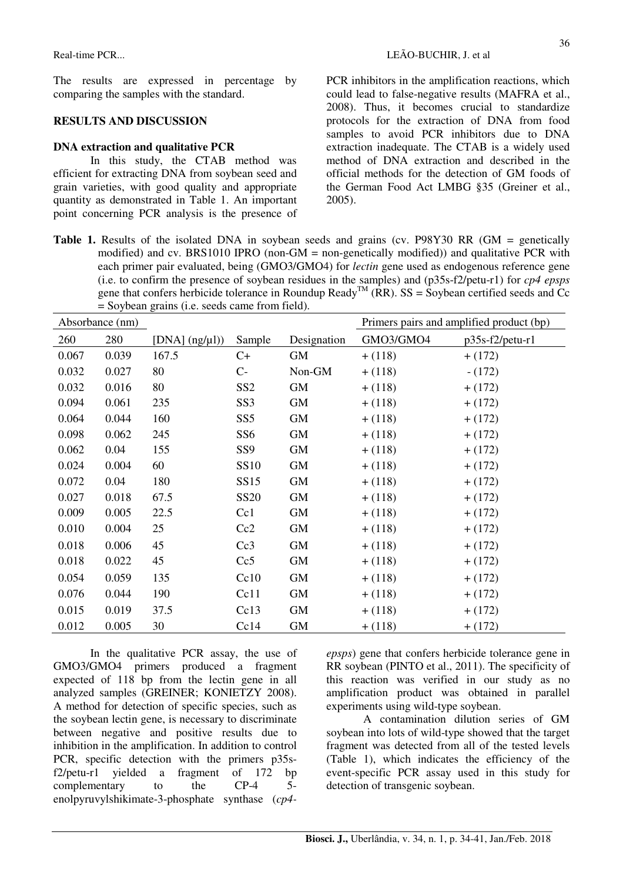The results are expressed in percentage by comparing the samples with the standard.

## RESULTS AND DISCUSSION

### DNA extraction and qualitative PCR

In this study, the CTAB method was efficient for extracting DNA from soybean seed and grain varieties, with good quality and appropriate quantity as demonstrated in Table 1. An important point concerning PCR analysis is the presence of PCR inhibitors in the amplification reactions, which could lead to false-negative results (MAFRA et al., 2008). Thus, it becomes crucial to standardize protocols for the extraction of DNA from food samples to avoid PCR inhibitors due to DNA extraction inadequate. The CTAB is a widely used method of DNA extraction and described in the official methods for the detection of GM foods of the German Food Act LMBG §35 (Greiner et al., 2005).

**Table 1.** Results of the isolated DNA in soybean seeds and grains (cv. P98Y30 RR (GM = genetically modified) and cv. BRS1010 IPRO (non-GM = non-genetically modified)) and qualitative PCR with each primer pair evaluated, being (GMO3/GMO4) for *lectin* gene used as endogenous reference gene (i.e. to confirm the presence of soybean residues in the samples) and (p35s-f2/petu-r1) for *cp4 epsps* gene that confers herbicide tolerance in Roundup Ready™ (RR). SS = Soybean certified seeds and Cc = Soybean grains (i.e. seeds came from field).

| Absorbance (nm) | | | | | Primers pairs and amplified product (bp) | |
|---|---|---|---|---|---|---|
| 260 | 280 | [DNA] (ng/µl)) | Sample | Designation | GMO3/GMO4 | p35s-f2/petu-r1 |
| 0.067 | 0.039 | 167.5 | C+ | GM | + (118) | + (172) |
| 0.032 | 0.027 | 80 | C- | Non-GM | + (118) | - (172) |
| 0.032 | 0.016 | 80 | SS2 | GM | + (118) | + (172) |
| 0.094 | 0.061 | 235 | SS3 | GM | + (118) | + (172) |
| 0.064 | 0.044 | 160 | SS5 | GM | + (118) | + (172) |
| 0.098 | 0.062 | 245 | SS6 | GM | + (118) | + (172) |
| 0.062 | 0.04 | 155 | SS9 | GM | + (118) | + (172) |
| 0.024 | 0.004 | 60 | SS10 | GM | + (118) | + (172) |
| 0.072 | 0.04 | 180 | SS15 | GM | + (118) | + (172) |
| 0.027 | 0.018 | 67.5 | SS20 | GM | + (118) | + (172) |
| 0.009 | 0.005 | 22.5 | Cc1 | GM | + (118) | + (172) |
| 0.010 | 0.004 | 25 | Cc2 | GM | + (118) | + (172) |
| 0.018 | 0.006 | 45 | Cc3 | GM | + (118) | + (172) |
| 0.018 | 0.022 | 45 | Cc5 | GM | + (118) | + (172) |
| 0.054 | 0.059 | 135 | Cc10 | GM | + (118) | + (172) |
| 0.076 | 0.044 | 190 | Cc11 | GM | + (118) | + (172) |
| 0.015 | 0.019 | 37.5 | Cc13 | GM | + (118) | + (172) |
| 0.012 | 0.005 | 30 | Cc14 | GM | + (118) | + (172) |

In the qualitative PCR assay, the use of GMO3/GMO4 primers produced a fragment expected of 118 bp from the lectin gene in all analyzed samples (GREINER; KONIETZY 2008). A method for detection of specific species, such as the soybean lectin gene, is necessary to discriminate between negative and positive results due to inhibition in the amplification. In addition to control PCR, specific detection with the primers p35s-f2/petu-r1 yielded a fragment of 172 bp complementary to the CP-4 5-enolpyruvylshikimate-3-phosphate synthase (*cp4-epsps*) gene that confers herbicide tolerance gene in RR soybean (PINTO et al., 2011). The specificity of this reaction was verified in our study as no amplification product was obtained in parallel experiments using wild-type soybean.

A contamination dilution series of GM soybean into lots of wild-type showed that the target fragment was detected from all of the tested levels (Table 1), which indicates the efficiency of the event-specific PCR assay used in this study for detection of transgenic soybean.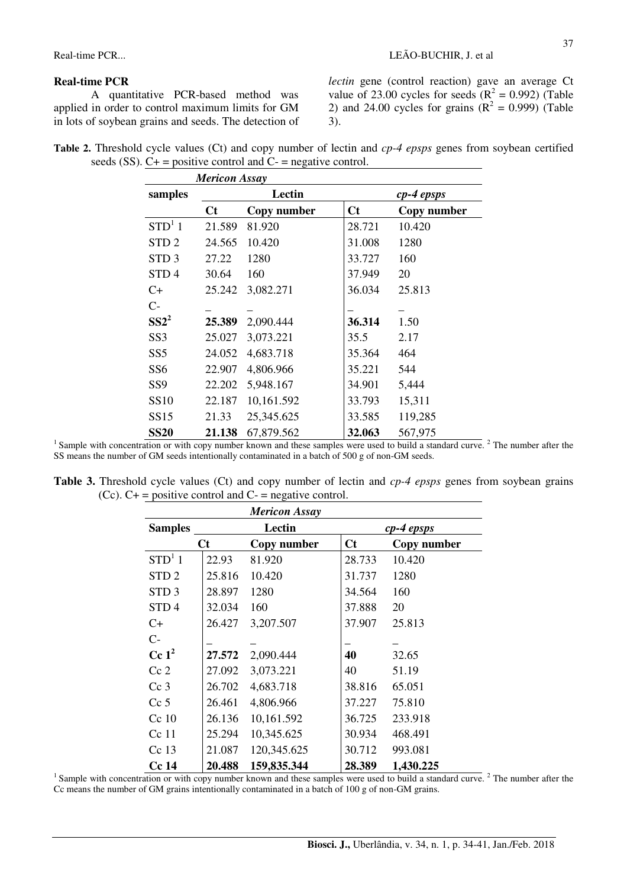## Real-time PCR

A quantitative PCR-based method was applied in order to control maximum limits for GM in lots of soybean grains and seeds. The detection of *lectin* gene (control reaction) gave an average Ct value of 23.00 cycles for seeds ($R^2 = 0.992$) (Table 2) and 24.00 cycles for grains ($R^2 = 0.999$) (Table 3).

**Table 2.** Threshold cycle values (Ct) and copy number of lectin and *cp-4 epsps* genes from soybean certified seeds (SS). C+ = positive control and C- = negative control.

| ***Mericon Assay*** | | | | |
|---|---|---|---|---|
| **samples** | **Lectin** | | ***cp-4 epsps*** | |
| | **Ct** | **Copy number** | **Ct** | **Copy number** |
| STD[1] 1 | 21.589 | 81.920 | 28.721 | 10.420 |
| STD 2 | 24.565 | 10.420 | 31.008 | 1280 |
| STD 3 | 27.22 | 1280 | 33.727 | 160 |
| STD 4 | 30.64 | 160 | 37.949 | 20 |
| C+ | 25.242 | 3,082.271 | 36.034 | 25.813 |
| C- | – | – | – | – |
| **SS2[2]** | **25.389** | 2,090.444 | **36.314** | 1.50 |
| SS3 | 25.027 | 3,073.221 | 35.5 | 2.17 |
| SS5 | 24.052 | 4,683.718 | 35.364 | 464 |
| SS6 | 22.907 | 4,806.966 | 35.221 | 544 |
| SS9 | 22.202 | 5,948.167 | 34.901 | 5,444 |
| SS10 | 22.187 | 10,161.592 | 33.793 | 15,311 |
| SS15 | 21.33 | 25,345.625 | 33.585 | 119,285 |
| **SS20** | **21.138** | 67,879.562 | **32.063** | 567,975 |

[1] Sample with concentration or with copy number known and these samples were used to build a standard curve. [2] The number after the SS means the number of GM seeds intentionally contaminated in a batch of 500 g of non-GM seeds.

**Table 3.** Threshold cycle values (Ct) and copy number of lectin and *cp-4 epsps* genes from soybean grains (Cc). C+ = positive control and C- = negative control.

| ***Mericon Assay*** | | | | |
|---|---|---|---|---|
| **Samples** | **Lectin** | | ***cp-4 epsps*** | |
| | **Ct** | **Copy number** | **Ct** | **Copy number** |
| STD[1] 1 | 22.93 | 81.920 | 28.733 | 10.420 |
| STD 2 | 25.816 | 10.420 | 31.737 | 1280 |
| STD 3 | 28.897 | 1280 | 34.564 | 160 |
| STD 4 | 32.034 | 160 | 37.888 | 20 |
| C+ | 26.427 | 3,207.507 | 37.907 | 25.813 |
| C- | – | – | – | – |
| **Cc 1[2]** | **27.572** | 2,090.444 | **40** | 32.65 |
| Cc 2 | 27.092 | 3,073.221 | 40 | 51.19 |
| Cc 3 | 26.702 | 4,683.718 | 38.816 | 65.051 |
| Cc 5 | 26.461 | 4,806.966 | 37.227 | 75.810 |
| Cc 10 | 26.136 | 10,161.592 | 36.725 | 233.918 |
| Cc 11 | 25.294 | 10,345.625 | 30.934 | 468.491 |
| Cc 13 | 21.087 | 120,345.625 | 30.712 | 993.081 |
| **Cc 14** | **20.488** | **159,835.344** | **28.389** | **1,430.225** |

[1] Sample with concentration or with copy number known and these samples were used to build a standard curve. [2] The number after the Cc means the number of GM grains intentionally contaminated in a batch of 100 g of non-GM grains.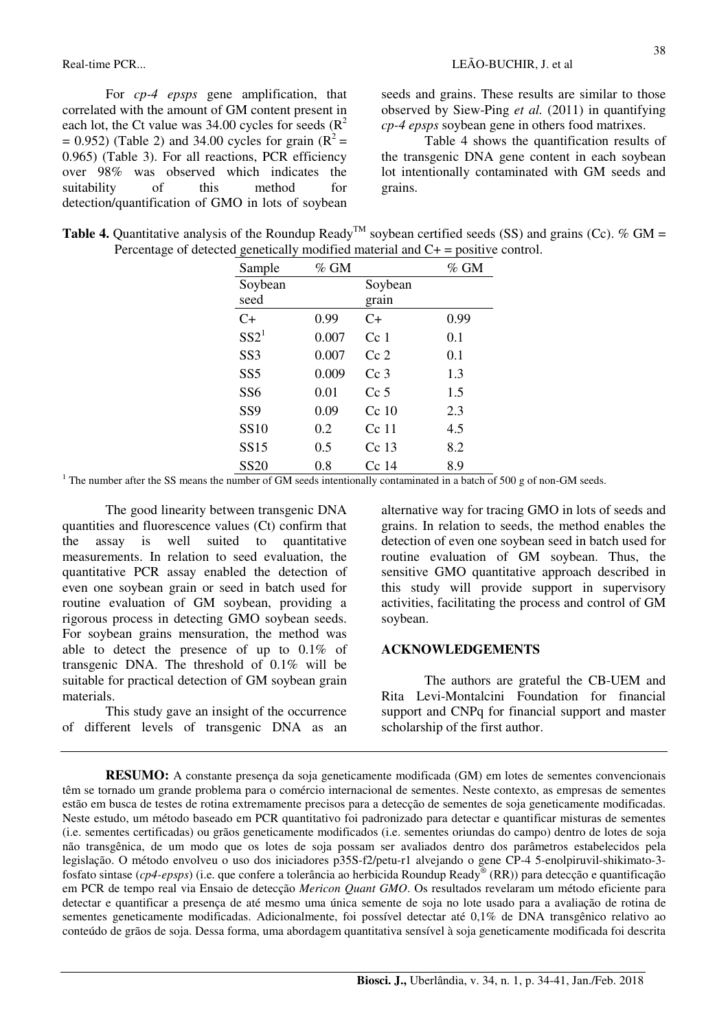For *cp-4 epsps* gene amplification, that correlated with the amount of GM content present in each lot, the Ct value was 34.00 cycles for seeds ($R^2 = 0.952$) (Table 2) and 34.00 cycles for grain ($R^2 = 0.965$) (Table 3). For all reactions, PCR efficiency over 98% was observed which indicates the suitability of this method for detection/quantification of GMO in lots of soybean seeds and grains. These results are similar to those observed by Siew-Ping *et al.* (2011) in quantifying *cp-4 epsps* soybean gene in others food matrixes.

Table 4 shows the quantification results of the transgenic DNA gene content in each soybean lot intentionally contaminated with GM seeds and grains.

**Table 4.** Quantitative analysis of the Roundup Ready™ soybean certified seeds (SS) and grains (Cc). % GM = Percentage of detected genetically modified material and C+ = positive control.

| Sample | % GM | | % GM |
|---|---|---|---|
| Soybean seed | | Soybean grain | |
| C+ | 0.99 | C+ | 0.99 |
| SS2[1] | 0.007 | Cc 1 | 0.1 |
| SS3 | 0.007 | Cc 2 | 0.1 |
| SS5 | 0.009 | Cc 3 | 1.3 |
| SS6 | 0.01 | Cc 5 | 1.5 |
| SS9 | 0.09 | Cc 10 | 2.3 |
| SS10 | 0.2 | Cc 11 | 4.5 |
| SS15 | 0.5 | Cc 13 | 8.2 |
| SS20 | 0.8 | Cc 14 | 8.9 |

[1] The number after the SS means the number of GM seeds intentionally contaminated in a batch of 500 g of non-GM seeds.

The good linearity between transgenic DNA quantities and fluorescence values (Ct) confirm that the assay is well suited to quantitative measurements. In relation to seed evaluation, the quantitative PCR assay enabled the detection of even one soybean grain or seed in batch used for routine evaluation of GM soybean, providing a rigorous process in detecting GMO soybean seeds. For soybean grains mensuration, the method was able to detect the presence of up to 0.1% of transgenic DNA. The threshold of 0.1% will be suitable for practical detection of GM soybean grain materials.

This study gave an insight of the occurrence of different levels of transgenic DNA as an alternative way for tracing GMO in lots of seeds and grains. In relation to seeds, the method enables the detection of even one soybean seed in batch used for routine evaluation of GM soybean. Thus, the sensitive GMO quantitative approach described in this study will provide support in supervisory activities, facilitating the process and control of GM soybean.

## ACKNOWLEDGEMENTS

The authors are grateful the CB-UEM and Rita Levi-Montalcini Foundation for financial support and CNPq for financial support and master scholarship of the first author.

**RESUMO:** A constante presença da soja geneticamente modificada (GM) em lotes de sementes convencionais têm se tornado um grande problema para o comércio internacional de sementes. Neste contexto, as empresas de sementes estão em busca de testes de rotina extremamente precisos para a detecção de sementes de soja geneticamente modificadas. Neste estudo, um método baseado em PCR quantitativo foi padronizado para detectar e quantificar misturas de sementes (i.e. sementes certificadas) ou grãos geneticamente modificados (i.e. sementes oriundas do campo) dentro de lotes de soja não transgênica, de um modo que os lotes de soja possam ser avaliados dentro dos parâmetros estabelecidos pela legislação. O método envolveu o uso dos iniciadores p35S-f2/petu-r1 alvejando o gene CP-4 5-enolpiruvil-shikimato-3-fosfato sintase (*cp4-epsps*) (i.e. que confere a tolerância ao herbicida Roundup Ready® (RR)) para detecção e quantificação em PCR de tempo real via Ensaio de detecção *Mericon Quant GMO*. Os resultados revelaram um método eficiente para detectar e quantificar a presença de até mesmo uma única semente de soja no lote usado para a avaliação de rotina de sementes geneticamente modificadas. Adicionalmente, foi possível detectar até 0,1% de DNA transgênico relativo ao conteúdo de grãos de soja. Dessa forma, uma abordagem quantitativa sensível à soja geneticamente modificada foi descrita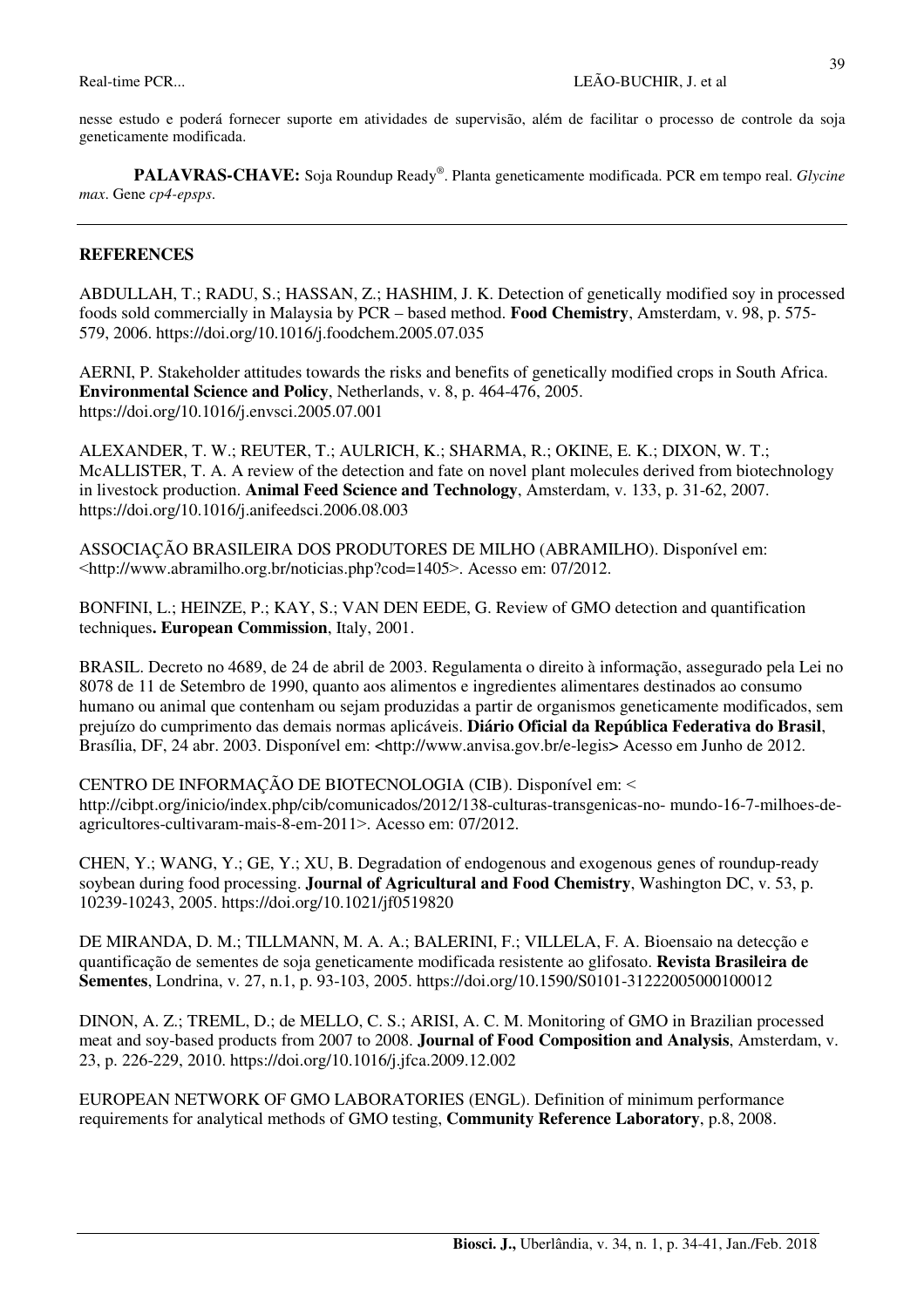nesse estudo e poderá fornecer suporte em atividades de supervisão, além de facilitar o processo de controle da soja geneticamente modificada.

**PALAVRAS-CHAVE:** Soja Roundup Ready®. Planta geneticamente modificada. PCR em tempo real. *Glycine max*. Gene *cp4-epsps*.

---

## REFERENCES

ABDULLAH, T.; RADU, S.; HASSAN, Z.; HASHIM, J. K. Detection of genetically modified soy in processed foods sold commercially in Malaysia by PCR – based method. **Food Chemistry**, Amsterdam, v. 98, p. 575-579, 2006. https://doi.org/10.1016/j.foodchem.2005.07.035

AERNI, P. Stakeholder attitudes towards the risks and benefits of genetically modified crops in South Africa. **Environmental Science and Policy**, Netherlands, v. 8, p. 464-476, 2005. https://doi.org/10.1016/j.envsci.2005.07.001

ALEXANDER, T. W.; REUTER, T.; AULRICH, K.; SHARMA, R.; OKINE, E. K.; DIXON, W. T.; McALLISTER, T. A. A review of the detection and fate on novel plant molecules derived from biotechnology in livestock production. **Animal Feed Science and Technology**, Amsterdam, v. 133, p. 31-62, 2007. https://doi.org/10.1016/j.anifeedsci.2006.08.003

ASSOCIAÇÃO BRASILEIRA DOS PRODUTORES DE MILHO (ABRAMILHO). Disponível em: <http://www.abramilho.org.br/noticias.php?cod=1405>. Acesso em: 07/2012.

BONFINI, L.; HEINZE, P.; KAY, S.; VAN DEN EEDE, G. Review of GMO detection and quantification techniques**. European Commission**, Italy, 2001.

BRASIL. Decreto no 4689, de 24 de abril de 2003. Regulamenta o direito à informação, assegurado pela Lei no 8078 de 11 de Setembro de 1990, quanto aos alimentos e ingredientes alimentares destinados ao consumo humano ou animal que contenham ou sejam produzidas a partir de organismos geneticamente modificados, sem prejuízo do cumprimento das demais normas aplicáveis. **Diário Oficial da República Federativa do Brasil**, Brasília, DF, 24 abr. 2003. Disponível em: **<**http://www.anvisa.gov.br/e-legis**>** Acesso em Junho de 2012.

CENTRO DE INFORMAÇÃO DE BIOTECNOLOGIA (CIB). Disponível em: < http://cibpt.org/inicio/index.php/cib/comunicados/2012/138-culturas-transgenicas-no- mundo-16-7-milhoes-de-agricultores-cultivaram-mais-8-em-2011>. Acesso em: 07/2012.

CHEN, Y.; WANG, Y.; GE, Y.; XU, B. Degradation of endogenous and exogenous genes of roundup-ready soybean during food processing. **Journal of Agricultural and Food Chemistry**, Washington DC, v. 53, p. 10239-10243, 2005. https://doi.org/10.1021/jf0519820

DE MIRANDA, D. M.; TILLMANN, M. A. A.; BALERINI, F.; VILLELA, F. A. Bioensaio na detecção e quantificação de sementes de soja geneticamente modificada resistente ao glifosato. **Revista Brasileira de Sementes**, Londrina, v. 27, n.1, p. 93-103, 2005. https://doi.org/10.1590/S0101-31222005000100012

DINON, A. Z.; TREML, D.; de MELLO, C. S.; ARISI, A. C. M. Monitoring of GMO in Brazilian processed meat and soy-based products from 2007 to 2008. **Journal of Food Composition and Analysis**, Amsterdam, v. 23, p. 226-229, 2010. https://doi.org/10.1016/j.jfca.2009.12.002

EUROPEAN NETWORK OF GMO LABORATORIES (ENGL). Definition of minimum performance requirements for analytical methods of GMO testing, **Community Reference Laboratory**, p.8, 2008.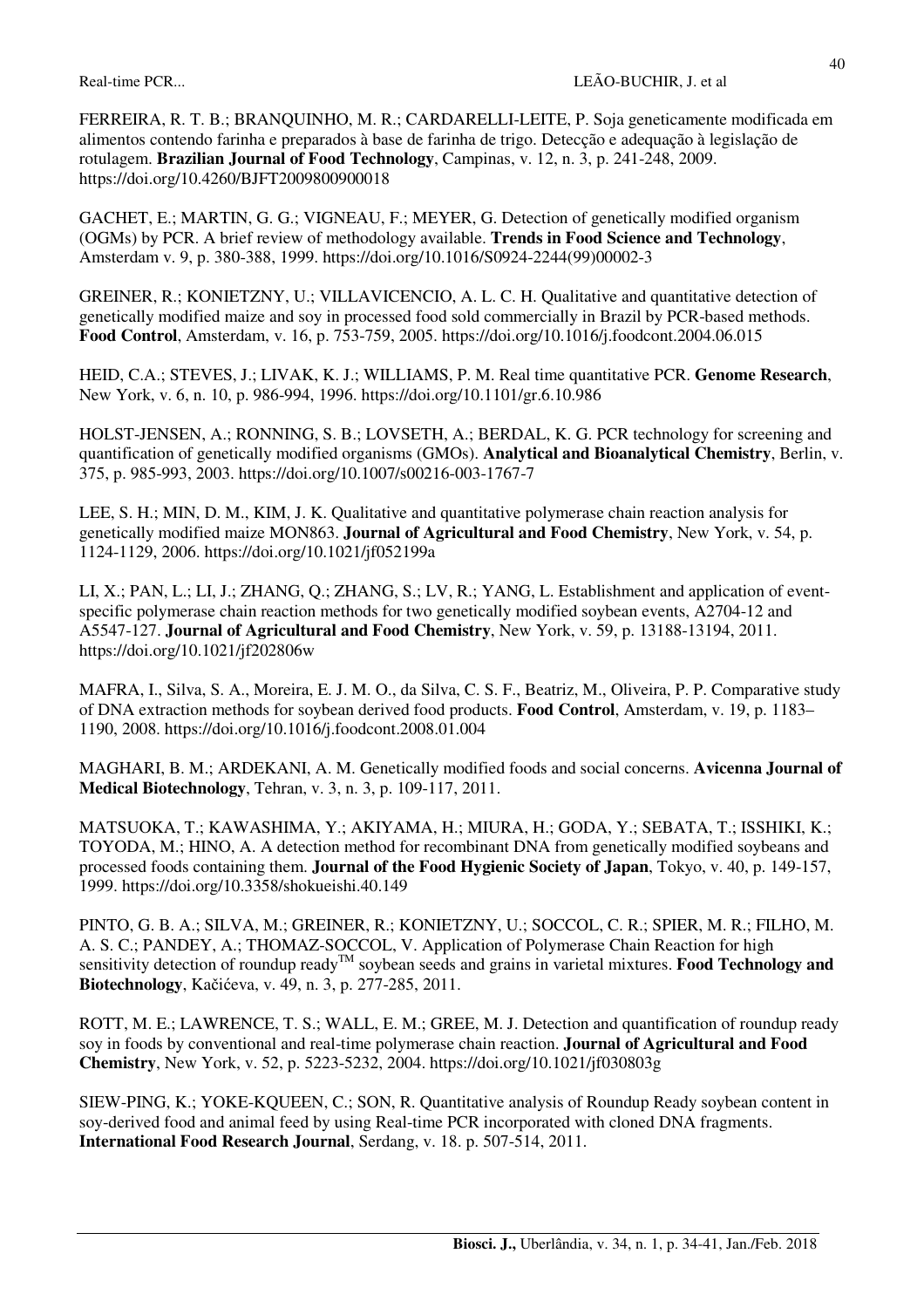FERREIRA, R. T. B.; BRANQUINHO, M. R.; CARDARELLI-LEITE, P. Soja geneticamente modificada em alimentos contendo farinha e preparados à base de farinha de trigo. Detecção e adequação à legislação de rotulagem. **Brazilian Journal of Food Technology**, Campinas, v. 12, n. 3, p. 241-248, 2009. https://doi.org/10.4260/BJFT2009800900018

GACHET, E.; MARTIN, G. G.; VIGNEAU, F.; MEYER, G. Detection of genetically modified organism (OGMs) by PCR. A brief review of methodology available. **Trends in Food Science and Technology**, Amsterdam v. 9, p. 380-388, 1999. https://doi.org/10.1016/S0924-2244(99)00002-3

GREINER, R.; KONIETZNY, U.; VILLAVICENCIO, A. L. C. H. Qualitative and quantitative detection of genetically modified maize and soy in processed food sold commercially in Brazil by PCR-based methods. **Food Control**, Amsterdam, v. 16, p. 753-759, 2005. https://doi.org/10.1016/j.foodcont.2004.06.015

HEID, C.A.; STEVES, J.; LIVAK, K. J.; WILLIAMS, P. M. Real time quantitative PCR. **Genome Research**, New York, v. 6, n. 10, p. 986-994, 1996. https://doi.org/10.1101/gr.6.10.986

HOLST-JENSEN, A.; RONNING, S. B.; LOVSETH, A.; BERDAL, K. G. PCR technology for screening and quantification of genetically modified organisms (GMOs). **Analytical and Bioanalytical Chemistry**, Berlin, v. 375, p. 985-993, 2003. https://doi.org/10.1007/s00216-003-1767-7

LEE, S. H.; MIN, D. M., KIM, J. K. Qualitative and quantitative polymerase chain reaction analysis for genetically modified maize MON863. **Journal of Agricultural and Food Chemistry**, New York, v. 54, p. 1124-1129, 2006. https://doi.org/10.1021/jf052199a

LI, X.; PAN, L.; LI, J.; ZHANG, Q.; ZHANG, S.; LV, R.; YANG, L. Establishment and application of event-specific polymerase chain reaction methods for two genetically modified soybean events, A2704-12 and A5547-127. **Journal of Agricultural and Food Chemistry**, New York, v. 59, p. 13188-13194, 2011. https://doi.org/10.1021/jf202806w

MAFRA, I., Silva, S. A., Moreira, E. J. M. O., da Silva, C. S. F., Beatriz, M., Oliveira, P. P. Comparative study of DNA extraction methods for soybean derived food products. **Food Control**, Amsterdam, v. 19, p. 1183–1190, 2008. https://doi.org/10.1016/j.foodcont.2008.01.004

MAGHARI, B. M.; ARDEKANI, A. M. Genetically modified foods and social concerns. **Avicenna Journal of Medical Biotechnology**, Tehran, v. 3, n. 3, p. 109-117, 2011.

MATSUOKA, T.; KAWASHIMA, Y.; AKIYAMA, H.; MIURA, H.; GODA, Y.; SEBATA, T.; ISSHIKI, K.; TOYODA, M.; HINO, A. A detection method for recombinant DNA from genetically modified soybeans and processed foods containing them. **Journal of the Food Hygienic Society of Japan**, Tokyo, v. 40, p. 149-157, 1999. https://doi.org/10.3358/shokueishi.40.149

PINTO, G. B. A.; SILVA, M.; GREINER, R.; KONIETZNY, U.; SOCCOL, C. R.; SPIER, M. R.; FILHO, M. A. S. C.; PANDEY, A.; THOMAZ-SOCCOL, V. Application of Polymerase Chain Reaction for high sensitivity detection of roundup ready™ soybean seeds and grains in varietal mixtures. **Food Technology and Biotechnology**, Kačićeva, v. 49, n. 3, p. 277-285, 2011.

ROTT, M. E.; LAWRENCE, T. S.; WALL, E. M.; GREE, M. J. Detection and quantification of roundup ready soy in foods by conventional and real-time polymerase chain reaction. **Journal of Agricultural and Food Chemistry**, New York, v. 52, p. 5223-5232, 2004. https://doi.org/10.1021/jf030803g

SIEW-PING, K.; YOKE-KQUEEN, C.; SON, R. Quantitative analysis of Roundup Ready soybean content in soy-derived food and animal feed by using Real-time PCR incorporated with cloned DNA fragments. **International Food Research Journal**, Serdang, v. 18. p. 507-514, 2011.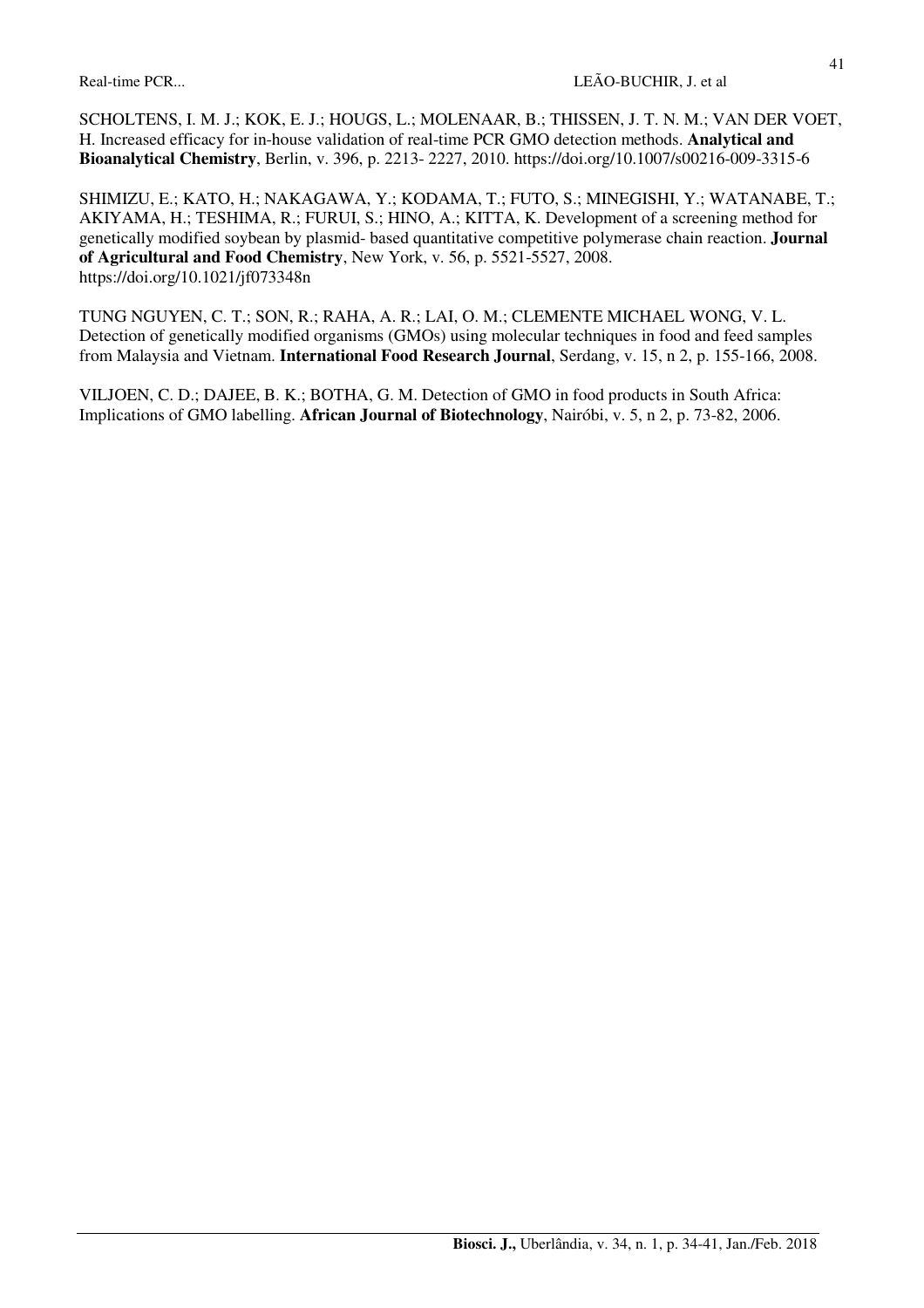SCHOLTENS, I. M. J.; KOK, E. J.; HOUGS, L.; MOLENAAR, B.; THISSEN, J. T. N. M.; VAN DER VOET, H. Increased efficacy for in-house validation of real-time PCR GMO detection methods. **Analytical and Bioanalytical Chemistry**, Berlin, v. 396, p. 2213- 2227, 2010. https://doi.org/10.1007/s00216-009-3315-6

SHIMIZU, E.; KATO, H.; NAKAGAWA, Y.; KODAMA, T.; FUTO, S.; MINEGISHI, Y.; WATANABE, T.; AKIYAMA, H.; TESHIMA, R.; FURUI, S.; HINO, A.; KITTA, K. Development of a screening method for genetically modified soybean by plasmid- based quantitative competitive polymerase chain reaction. **Journal of Agricultural and Food Chemistry**, New York, v. 56, p. 5521-5527, 2008. https://doi.org/10.1021/jf073348n

TUNG NGUYEN, C. T.; SON, R.; RAHA, A. R.; LAI, O. M.; CLEMENTE MICHAEL WONG, V. L. Detection of genetically modified organisms (GMOs) using molecular techniques in food and feed samples from Malaysia and Vietnam. **International Food Research Journal**, Serdang, v. 15, n 2, p. 155-166, 2008.

VILJOEN, C. D.; DAJEE, B. K.; BOTHA, G. M. Detection of GMO in food products in South Africa: Implications of GMO labelling. **African Journal of Biotechnology**, Nairóbi, v. 5, n 2, p. 73-82, 2006.